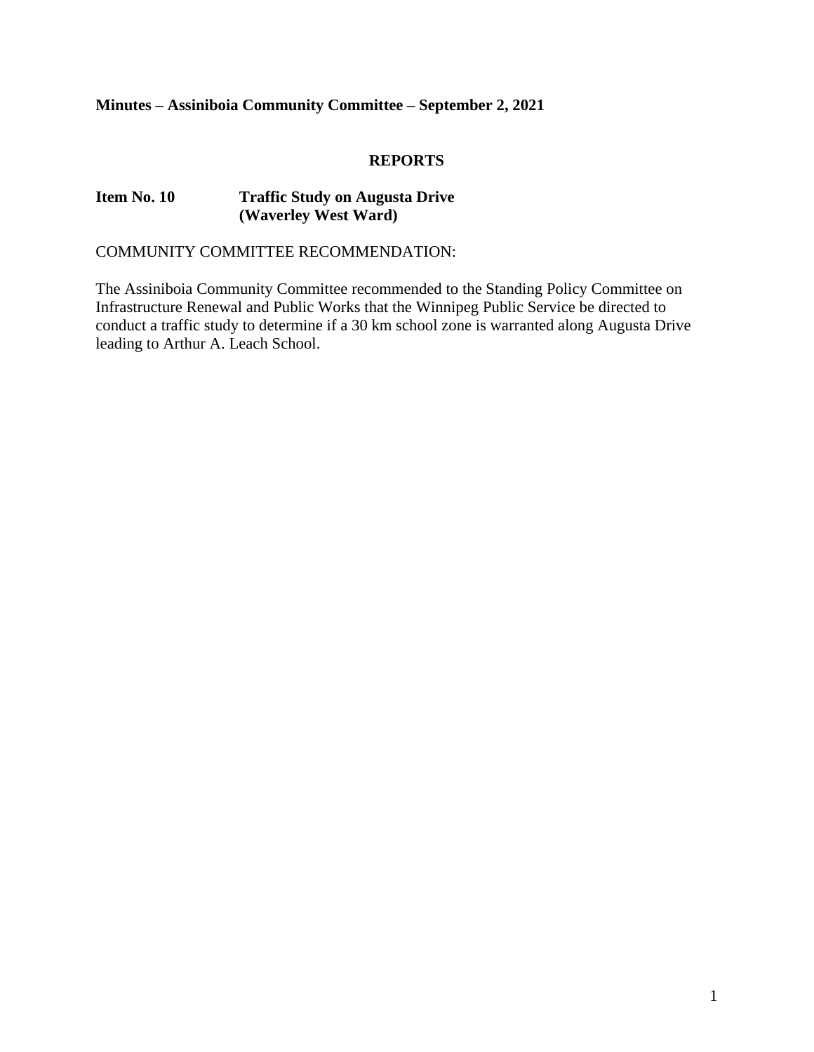**Minutes – Assiniboia Community Committee – September 2, 2021**

## REPORTS

### Item No. 10 Traffic Study on Augusta Drive (Waverley West Ward)

COMMUNITY COMMITTEE RECOMMENDATION:

The Assiniboia Community Committee recommended to the Standing Policy Committee on Infrastructure Renewal and Public Works that the Winnipeg Public Service be directed to conduct a traffic study to determine if a 30 km school zone is warranted along Augusta Drive leading to Arthur A. Leach School.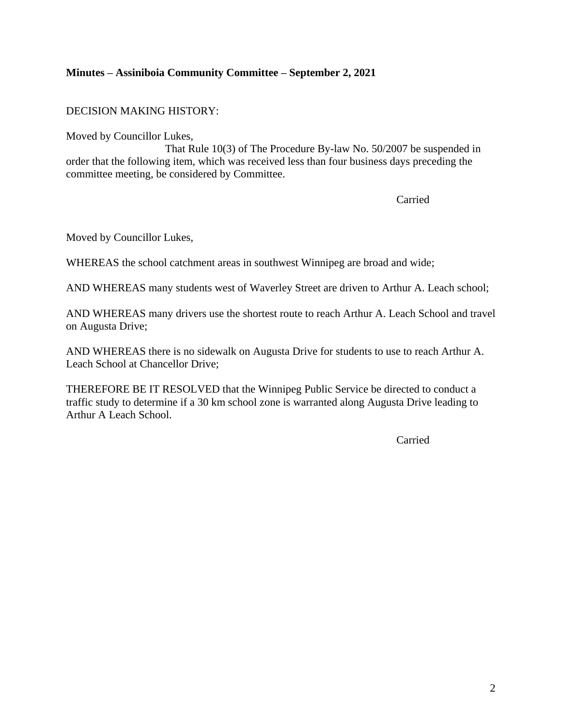**Minutes – Assiniboia Community Committee – September 2, 2021**

DECISION MAKING HISTORY:

Moved by Councillor Lukes,

That Rule 10(3) of The Procedure By-law No. 50/2007 be suspended in order that the following item, which was received less than four business days preceding the committee meeting, be considered by Committee.

Carried

Moved by Councillor Lukes,

WHEREAS the school catchment areas in southwest Winnipeg are broad and wide;

AND WHEREAS many students west of Waverley Street are driven to Arthur A. Leach school;

AND WHEREAS many drivers use the shortest route to reach Arthur A. Leach School and travel on Augusta Drive;

AND WHEREAS there is no sidewalk on Augusta Drive for students to use to reach Arthur A. Leach School at Chancellor Drive;

THEREFORE BE IT RESOLVED that the Winnipeg Public Service be directed to conduct a traffic study to determine if a 30 km school zone is warranted along Augusta Drive leading to Arthur A Leach School.

Carried